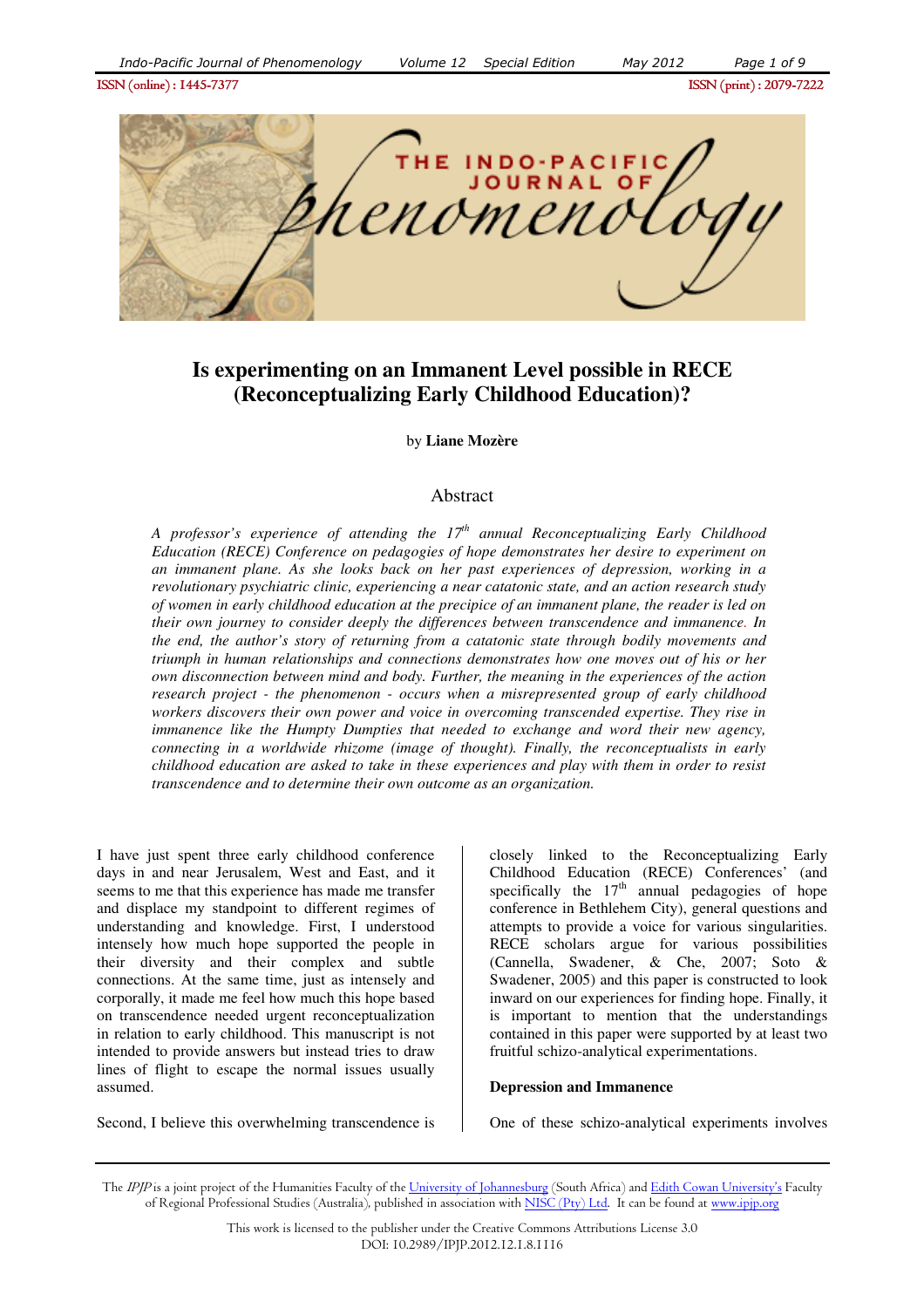# Is experimenting on an Immanent Level possible in RECE (Reconceptualizing Early Childhood Education)?

by **Liane Mozère**

## Abstract

*A professor's experience of attending the 17th annual Reconceptualizing Early Childhood Education (RECE) Conference on pedagogies of hope demonstrates her desire to experiment on an immanent plane. As she looks back on her past experiences of depression, working in a revolutionary psychiatric clinic, experiencing a near catatonic state, and an action research study of women in early childhood education at the precipice of an immanent plane, the reader is led on their own journey to consider deeply the differences between transcendence and immanence. In the end, the author's story of returning from a catatonic state through bodily movements and triumph in human relationships and connections demonstrates how one moves out of his or her own disconnection between mind and body. Further, the meaning in the experiences of the action research project - the phenomenon - occurs when a misrepresented group of early childhood workers discovers their own power and voice in overcoming transcended expertise. They rise in immanence like the Humpty Dumpties that needed to exchange and word their new agency, connecting in a worldwide rhizome (image of thought). Finally, the reconceptualists in early childhood education are asked to take in these experiences and play with them in order to resist transcendence and to determine their own outcome as an organization.*

I have just spent three early childhood conference days in and near Jerusalem, West and East, and it seems to me that this experience has made me transfer and displace my standpoint to different regimes of understanding and knowledge. First, I understood intensely how much hope supported the people in their diversity and their complex and subtle connections. At the same time, just as intensely and corporally, it made me feel how much this hope based on transcendence needed urgent reconceptualization in relation to early childhood. This manuscript is not intended to provide answers but instead tries to draw lines of flight to escape the normal issues usually assumed.

Second, I believe this overwhelming transcendence is closely linked to the Reconceptualizing Early Childhood Education (RECE) Conferences' (and specifically the 17th annual pedagogies of hope conference in Bethlehem City), general questions and attempts to provide a voice for various singularities. RECE scholars argue for various possibilities (Cannella, Swadener, & Che, 2007; Soto & Swadener, 2005) and this paper is constructed to look inward on our experiences for finding hope. Finally, it is important to mention that the understandings contained in this paper were supported by at least two fruitful schizo-analytical experimentations.

### Depression and Immanence

One of these schizo-analytical experiments involves

The *IPJP* is a joint project of the Humanities Faculty of the University of Johannesburg (South Africa) and Edith Cowan University's Faculty of Regional Professional Studies (Australia), published in association with NISC (Pty) Ltd. It can be found at www.ipjp.org

This work is licensed to the publisher under the Creative Commons Attributions License 3.0

DOI: 10.2989/IPJP.2012.12.1.8.1116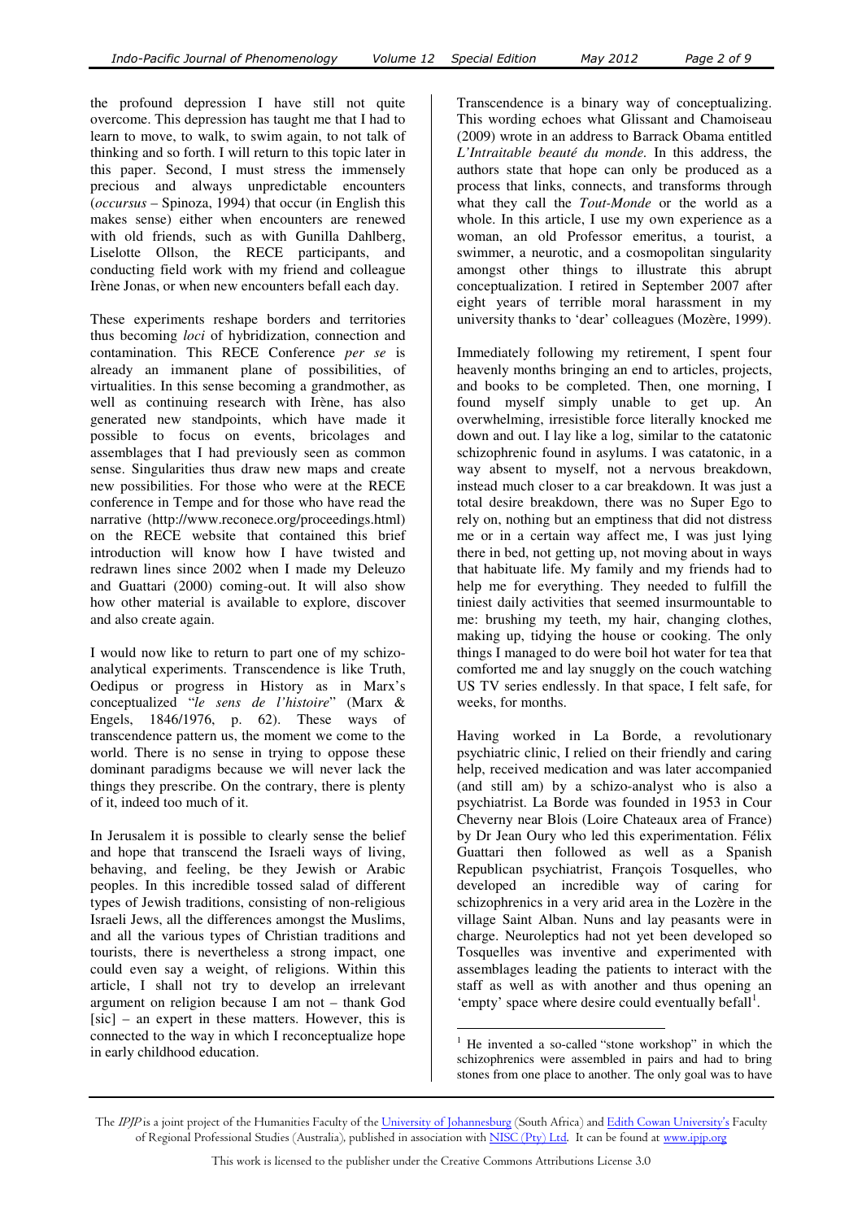the profound depression I have still not quite overcome. This depression has taught me that I had to learn to move, to walk, to swim again, to not talk of thinking and so forth. I will return to this topic later in this paper. Second, I must stress the immensely precious and always unpredictable encounters (*occursus* – Spinoza, 1994) that occur (in English this makes sense) either when encounters are renewed with old friends, such as with Gunilla Dahlberg, Liselotte Ollson, the RECE participants, and conducting field work with my friend and colleague Irène Jonas, or when new encounters befall each day.

These experiments reshape borders and territories thus becoming *loci* of hybridization, connection and contamination. This RECE Conference *per se* is already an immanent plane of possibilities, of virtualities. In this sense becoming a grandmother, as well as continuing research with Irène, has also generated new standpoints, which have made it possible to focus on events, bricolages and assemblages that I had previously seen as common sense. Singularities thus draw new maps and create new possibilities. For those who were at the RECE conference in Tempe and for those who have read the narrative (http://www.reconece.org/proceedings.html) on the RECE website that contained this brief introduction will know how I have twisted and redrawn lines since 2002 when I made my Deleuzo and Guattari (2000) coming-out. It will also show how other material is available to explore, discover and also create again.

I would now like to return to part one of my schizo-analytical experiments. Transcendence is like Truth, Oedipus or progress in History as in Marx's conceptualized "*le sens de l'histoire*" (Marx & Engels, 1846/1976, p. 62). These ways of transcendence pattern us, the moment we come to the world. There is no sense in trying to oppose these dominant paradigms because we will never lack the things they prescribe. On the contrary, there is plenty of it, indeed too much of it.

In Jerusalem it is possible to clearly sense the belief and hope that transcend the Israeli ways of living, behaving, and feeling, be they Jewish or Arabic peoples. In this incredible tossed salad of different types of Jewish traditions, consisting of non-religious Israeli Jews, all the differences amongst the Muslims, and all the various types of Christian traditions and tourists, there is nevertheless a strong impact, one could even say a weight, of religions. Within this article, I shall not try to develop an irrelevant argument on religion because I am not – thank God [sic] – an expert in these matters. However, this is connected to the way in which I reconceptualize hope in early childhood education.

Transcendence is a binary way of conceptualizing. This wording echoes what Glissant and Chamoiseau (2009) wrote in an address to Barrack Obama entitled *L'Intraitable beauté du monde*. In this address, the authors state that hope can only be produced as a process that links, connects, and transforms through what they call the *Tout-Monde* or the world as a whole. In this article, I use my own experience as a woman, an old Professor emeritus, a tourist, a swimmer, a neurotic, and a cosmopolitan singularity amongst other things to illustrate this abrupt conceptualization. I retired in September 2007 after eight years of terrible moral harassment in my university thanks to 'dear' colleagues (Mozère, 1999).

Immediately following my retirement, I spent four heavenly months bringing an end to articles, projects, and books to be completed. Then, one morning, I found myself simply unable to get up. An overwhelming, irresistible force literally knocked me down and out. I lay like a log, similar to the catatonic schizophrenic found in asylums. I was catatonic, in a way absent to myself, not a nervous breakdown, instead much closer to a car breakdown. It was just a total desire breakdown, there was no Super Ego to rely on, nothing but an emptiness that did not distress me or in a certain way affect me, I was just lying there in bed, not getting up, not moving about in ways that habituate life. My family and my friends had to help me for everything. They needed to fulfill the tiniest daily activities that seemed insurmountable to me: brushing my teeth, my hair, changing clothes, making up, tidying the house or cooking. The only things I managed to do were boil hot water for tea that comforted me and lay snuggly on the couch watching US TV series endlessly. In that space, I felt safe, for weeks, for months.

Having worked in La Borde, a revolutionary psychiatric clinic, I relied on their friendly and caring help, received medication and was later accompanied (and still am) by a schizo-analyst who is also a psychiatrist. La Borde was founded in 1953 in Cour Cheverny near Blois (Loire Chateaux area of France) by Dr Jean Oury who led this experimentation. Félix Guattari then followed as well as a Spanish Republican psychiatrist, François Tosquelles, who developed an incredible way of caring for schizophrenics in a very arid area in the Lozère in the village Saint Alban. Nuns and lay peasants were in charge. Neuroleptics had not yet been developed so Tosquelles was inventive and experimented with assemblages leading the patients to interact with the staff as well as with another and thus opening an 'empty' space where desire could eventually befall[1].

[1] He invented a so-called "stone workshop" in which the schizophrenics were assembled in pairs and had to bring stones from one place to another. The only goal was to have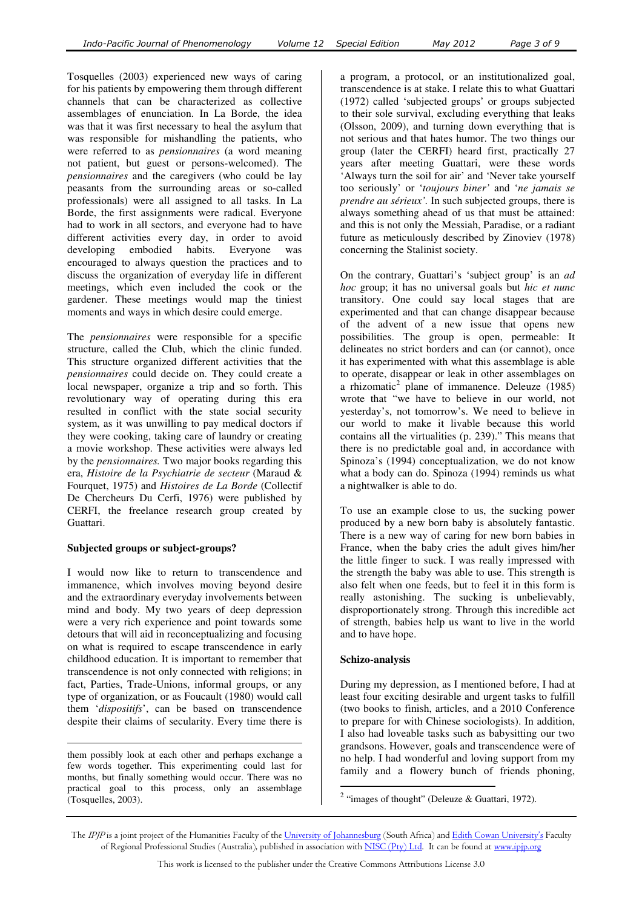Tosquelles (2003) experienced new ways of caring for his patients by empowering them through different channels that can be characterized as collective assemblages of enunciation. In La Borde, the idea was that it was first necessary to heal the asylum that was responsible for mishandling the patients, who were referred to as *pensionnaires* (a word meaning not patient, but guest or persons-welcomed). The *pensionnaires* and the caregivers (who could be lay peasants from the surrounding areas or so-called professionals) were all assigned to all tasks. In La Borde, the first assignments were radical. Everyone had to work in all sectors, and everyone had to have different activities every day, in order to avoid developing embodied habits. Everyone was encouraged to always question the practices and to discuss the organization of everyday life in different meetings, which even included the cook or the gardener. These meetings would map the tiniest moments and ways in which desire could emerge.

The *pensionnaires* were responsible for a specific structure, called the Club, which the clinic funded. This structure organized different activities that the *pensionnaires* could decide on. They could create a local newspaper, organize a trip and so forth. This revolutionary way of operating during this era resulted in conflict with the state social security system, as it was unwilling to pay medical doctors if they were cooking, taking care of laundry or creating a movie workshop. These activities were always led by the *pensionnaires.* Two major books regarding this era, *Histoire de la Psychiatrie de secteur* (Maraud & Fourquet, 1975) and *Histoires de La Borde* (Collectif De Chercheurs Du Cerfi, 1976) were published by CERFI, the freelance research group created by Guattari.

**Subjected groups or subject-groups?**

I would now like to return to transcendence and immanence, which involves moving beyond desire and the extraordinary everyday involvements between mind and body. My two years of deep depression were a very rich experience and point towards some detours that will aid in reconceptualizing and focusing on what is required to escape transcendence in early childhood education. It is important to remember that transcendence is not only connected with religions; in fact, Parties, Trade-Unions, informal groups, or any type of organization, or as Foucault (1980) would call them '*dispositifs*', can be based on transcendence despite their claims of secularity. Every time there is a program, a protocol, or an institutionalized goal, transcendence is at stake. I relate this to what Guattari (1972) called 'subjected groups' or groups subjected to their sole survival, excluding everything that leaks (Olsson, 2009), and turning down everything that is not serious and that hates humor. The two things our group (later the CERFI) heard first, practically 27 years after meeting Guattari, were these words 'Always turn the soil for air' and 'Never take yourself too seriously' or '*toujours biner'* and '*ne jamais se prendre au sérieux'*. In such subjected groups, there is always something ahead of us that must be attained: and this is not only the Messiah, Paradise, or a radiant future as meticulously described by Zinoviev (1978) concerning the Stalinist society.

On the contrary, Guattari's 'subject group' is an *ad hoc* group; it has no universal goals but *hic et nunc* transitory. One could say local stages that are experimented and that can change disappear because of the advent of a new issue that opens new possibilities. The group is open, permeable: It delineates no strict borders and can (or cannot), once it has experimented with what this assemblage is able to operate, disappear or leak in other assemblages on a rhizomatic[2] plane of immanence. Deleuze (1985) wrote that "we have to believe in our world, not yesterday's, not tomorrow's. We need to believe in our world to make it livable because this world contains all the virtualities (p. 239)." This means that there is no predictable goal and, in accordance with Spinoza's (1994) conceptualization, we do not know what a body can do. Spinoza (1994) reminds us what a nightwalker is able to do.

To use an example close to us, the sucking power produced by a new born baby is absolutely fantastic. There is a new way of caring for new born babies in France, when the baby cries the adult gives him/her the little finger to suck. I was really impressed with the strength the baby was able to use. This strength is also felt when one feeds, but to feel it in this form is really astonishing. The sucking is unbelievably, disproportionately strong. Through this incredible act of strength, babies help us want to live in the world and to have hope.

**Schizo-analysis**

During my depression, as I mentioned before, I had at least four exciting desirable and urgent tasks to fulfill (two books to finish, articles, and a 2010 Conference to prepare for with Chinese sociologists). In addition, I also had loveable tasks such as babysitting our two grandsons. However, goals and transcendence were of no help. I had wonderful and loving support from my family and a flowery bunch of friends phoning,

---

them possibly look at each other and perhaps exchange a few words together. This experimenting could last for months, but finally something would occur. There was no practical goal to this process, only an assemblage (Tosquelles, 2003).

[2] "images of thought" (Deleuze & Guattari, 1972).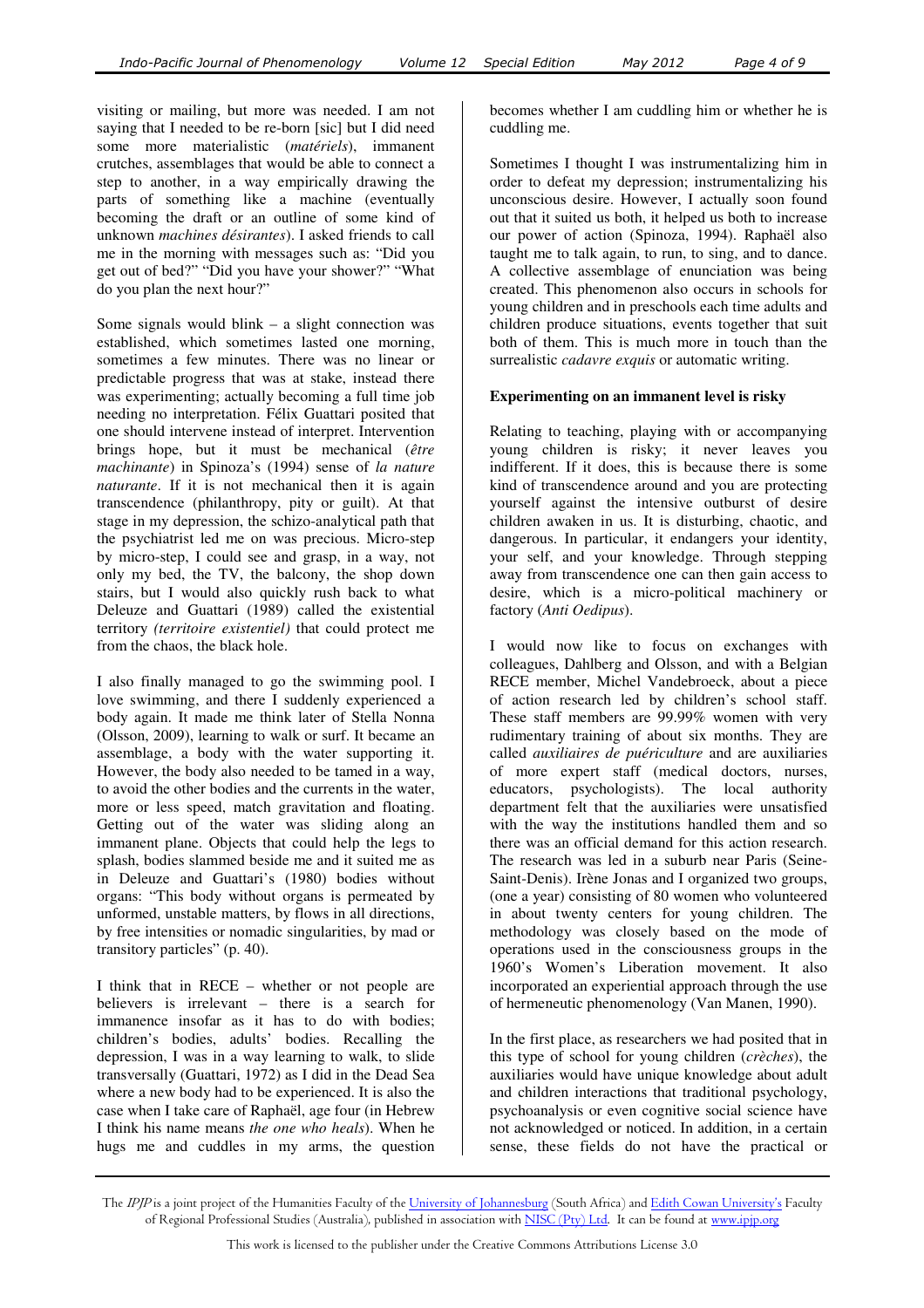visiting or mailing, but more was needed. I am not saying that I needed to be re-born [sic] but I did need some more materialistic (*matériels*), immanent crutches, assemblages that would be able to connect a step to another, in a way empirically drawing the parts of something like a machine (eventually becoming the draft or an outline of some kind of unknown *machines désirantes*). I asked friends to call me in the morning with messages such as: "Did you get out of bed?" "Did you have your shower?" "What do you plan the next hour?"

Some signals would blink – a slight connection was established, which sometimes lasted one morning, sometimes a few minutes. There was no linear or predictable progress that was at stake, instead there was experimenting; actually becoming a full time job needing no interpretation. Félix Guattari posited that one should intervene instead of interpret. Intervention brings hope, but it must be mechanical (*être machinante*) in Spinoza's (1994) sense of *la nature naturante*. If it is not mechanical then it is again transcendence (philanthropy, pity or guilt). At that stage in my depression, the schizo-analytical path that the psychiatrist led me on was precious. Micro-step by micro-step, I could see and grasp, in a way, not only my bed, the TV, the balcony, the shop down stairs, but I would also quickly rush back to what Deleuze and Guattari (1989) called the existential territory *(territoire existentiel)* that could protect me from the chaos, the black hole.

I also finally managed to go the swimming pool. I love swimming, and there I suddenly experienced a body again. It made me think later of Stella Nonna (Olsson, 2009), learning to walk or surf. It became an assemblage, a body with the water supporting it. However, the body also needed to be tamed in a way, to avoid the other bodies and the currents in the water, more or less speed, match gravitation and floating. Getting out of the water was sliding along an immanent plane. Objects that could help the legs to splash, bodies slammed beside me and it suited me as in Deleuze and Guattari's (1980) bodies without organs: "This body without organs is permeated by unformed, unstable matters, by flows in all directions, by free intensities or nomadic singularities, by mad or transitory particles" (p. 40).

I think that in RECE – whether or not people are believers is irrelevant – there is a search for immanence insofar as it has to do with bodies; children's bodies, adults' bodies. Recalling the depression, I was in a way learning to walk, to slide transversally (Guattari, 1972) as I did in the Dead Sea where a new body had to be experienced. It is also the case when I take care of Raphaël, age four (in Hebrew I think his name means *the one who heals*). When he hugs me and cuddles in my arms, the question becomes whether I am cuddling him or whether he is cuddling me.

Sometimes I thought I was instrumentalizing him in order to defeat my depression; instrumentalizing his unconscious desire. However, I actually soon found out that it suited us both, it helped us both to increase our power of action (Spinoza, 1994). Raphaël also taught me to talk again, to run, to sing, and to dance. A collective assemblage of enunciation was being created. This phenomenon also occurs in schools for young children and in preschools each time adults and children produce situations, events together that suit both of them. This is much more in touch than the surrealistic *cadavre exquis* or automatic writing.

**Experimenting on an immanent level is risky**

Relating to teaching, playing with or accompanying young children is risky; it never leaves you indifferent. If it does, this is because there is some kind of transcendence around and you are protecting yourself against the intensive outburst of desire children awaken in us. It is disturbing, chaotic, and dangerous. In particular, it endangers your identity, your self, and your knowledge. Through stepping away from transcendence one can then gain access to desire, which is a micro-political machinery or factory (*Anti Oedipus*).

I would now like to focus on exchanges with colleagues, Dahlberg and Olsson, and with a Belgian RECE member, Michel Vandebroeck, about a piece of action research led by children's school staff. These staff members are 99.99% women with very rudimentary training of about six months. They are called *auxiliaires de puériculture* and are auxiliaries of more expert staff (medical doctors, nurses, educators, psychologists). The local authority department felt that the auxiliaries were unsatisfied with the way the institutions handled them and so there was an official demand for this action research. The research was led in a suburb near Paris (Seine-Saint-Denis). Irène Jonas and I organized two groups, (one a year) consisting of 80 women who volunteered in about twenty centers for young children. The methodology was closely based on the mode of operations used in the consciousness groups in the 1960's Women's Liberation movement. It also incorporated an experiential approach through the use of hermeneutic phenomenology (Van Manen, 1990).

In the first place, as researchers we had posited that in this type of school for young children (*crèches*), the auxiliaries would have unique knowledge about adult and children interactions that traditional psychology, psychoanalysis or even cognitive social science have not acknowledged or noticed. In addition, in a certain sense, these fields do not have the practical or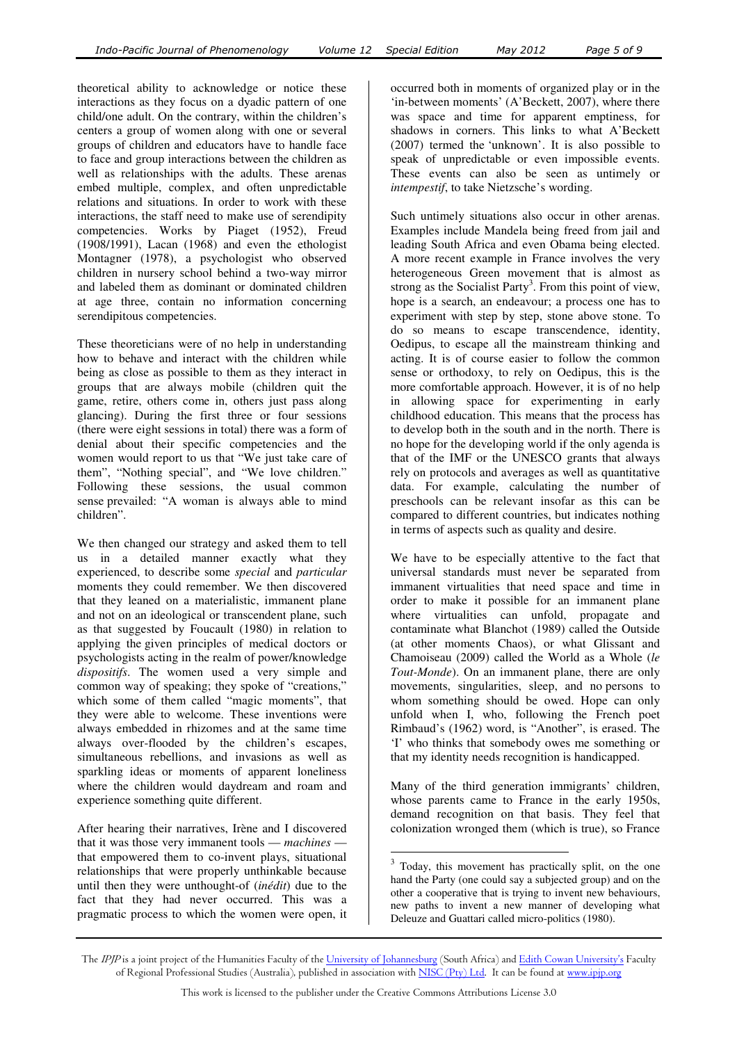theoretical ability to acknowledge or notice these interactions as they focus on a dyadic pattern of one child/one adult. On the contrary, within the children's centers a group of women along with one or several groups of children and educators have to handle face to face and group interactions between the children as well as relationships with the adults. These arenas embed multiple, complex, and often unpredictable relations and situations. In order to work with these interactions, the staff need to make use of serendipity competencies. Works by Piaget (1952), Freud (1908/1991), Lacan (1968) and even the ethologist Montagner (1978), a psychologist who observed children in nursery school behind a two-way mirror and labeled them as dominant or dominated children at age three, contain no information concerning serendipitous competencies.

These theoreticians were of no help in understanding how to behave and interact with the children while being as close as possible to them as they interact in groups that are always mobile (children quit the game, retire, others come in, others just pass along glancing). During the first three or four sessions (there were eight sessions in total) there was a form of denial about their specific competencies and the women would report to us that "We just take care of them", "Nothing special", and "We love children." Following these sessions, the usual common sense prevailed: "A woman is always able to mind children".

We then changed our strategy and asked them to tell us in a detailed manner exactly what they experienced, to describe some *special* and *particular* moments they could remember. We then discovered that they leaned on a materialistic, immanent plane and not on an ideological or transcendent plane, such as that suggested by Foucault (1980) in relation to applying the given principles of medical doctors or psychologists acting in the realm of power/knowledge *dispositifs*. The women used a very simple and common way of speaking; they spoke of "creations," which some of them called "magic moments", that they were able to welcome. These inventions were always embedded in rhizomes and at the same time always over-flooded by the children's escapes, simultaneous rebellions, and invasions as well as sparkling ideas or moments of apparent loneliness where the children would daydream and roam and experience something quite different.

After hearing their narratives, Irène and I discovered that it was those very immanent tools — *machines* — that empowered them to co-invent plays, situational relationships that were properly unthinkable because until then they were unthought-of (*inédit*) due to the fact that they had never occurred. This was a pragmatic process to which the women were open, it occurred both in moments of organized play or in the 'in-between moments' (A'Beckett, 2007), where there was space and time for apparent emptiness, for shadows in corners. This links to what A'Beckett (2007) termed the 'unknown'. It is also possible to speak of unpredictable or even impossible events. These events can also be seen as untimely or *intempestif*, to take Nietzsche's wording.

Such untimely situations also occur in other arenas. Examples include Mandela being freed from jail and leading South Africa and even Obama being elected. A more recent example in France involves the very heterogeneous Green movement that is almost as strong as the Socialist Party[3]. From this point of view, hope is a search, an endeavour; a process one has to experiment with step by step, stone above stone. To do so means to escape transcendence, identity, Oedipus, to escape all the mainstream thinking and acting. It is of course easier to follow the common sense or orthodoxy, to rely on Oedipus, this is the more comfortable approach. However, it is of no help in allowing space for experimenting in early childhood education. This means that the process has to develop both in the south and in the north. There is no hope for the developing world if the only agenda is that of the IMF or the UNESCO grants that always rely on protocols and averages as well as quantitative data. For example, calculating the number of preschools can be relevant insofar as this can be compared to different countries, but indicates nothing in terms of aspects such as quality and desire.

We have to be especially attentive to the fact that universal standards must never be separated from immanent virtualities that need space and time in order to make it possible for an immanent plane where virtualities can unfold, propagate and contaminate what Blanchot (1989) called the Outside (at other moments Chaos), or what Glissant and Chamoiseau (2009) called the World as a Whole (*le Tout-Monde*). On an immanent plane, there are only movements, singularities, sleep, and no persons to whom something should be owed. Hope can only unfold when I, who, following the French poet Rimbaud's (1962) word, is "Another", is erased. The 'I' who thinks that somebody owes me something or that my identity needs recognition is handicapped.

Many of the third generation immigrants' children, whose parents came to France in the early 1950s, demand recognition on that basis. They feel that colonization wronged them (which is true), so France

[3] Today, this movement has practically split, on the one hand the Party (one could say a subjected group) and on the other a cooperative that is trying to invent new behaviours, new paths to invent a new manner of developing what Deleuze and Guattari called micro-politics (1980).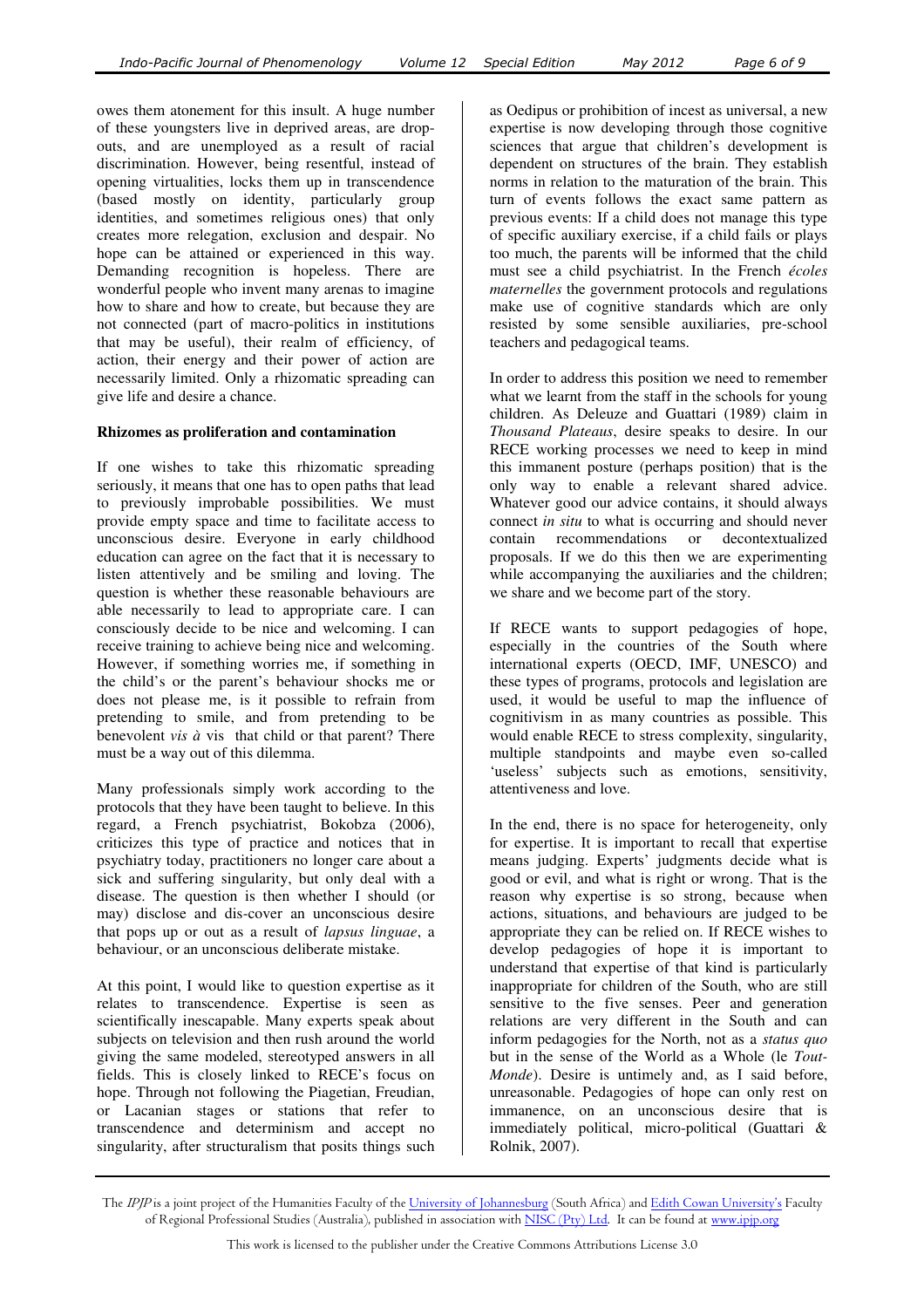owes them atonement for this insult. A huge number of these youngsters live in deprived areas, are drop-outs, and are unemployed as a result of racial discrimination. However, being resentful, instead of opening virtualities, locks them up in transcendence (based mostly on identity, particularly group identities, and sometimes religious ones) that only creates more relegation, exclusion and despair. No hope can be attained or experienced in this way. Demanding recognition is hopeless. There are wonderful people who invent many arenas to imagine how to share and how to create, but because they are not connected (part of macro-politics in institutions that may be useful), their realm of efficiency, of action, their energy and their power of action are necessarily limited. Only a rhizomatic spreading can give life and desire a chance.

**Rhizomes as proliferation and contamination**

If one wishes to take this rhizomatic spreading seriously, it means that one has to open paths that lead to previously improbable possibilities. We must provide empty space and time to facilitate access to unconscious desire. Everyone in early childhood education can agree on the fact that it is necessary to listen attentively and be smiling and loving. The question is whether these reasonable behaviours are able necessarily to lead to appropriate care. I can consciously decide to be nice and welcoming. I can receive training to achieve being nice and welcoming. However, if something worries me, if something in the child's or the parent's behaviour shocks me or does not please me, is it possible to refrain from pretending to smile, and from pretending to be benevolent *vis à* vis that child or that parent? There must be a way out of this dilemma.

Many professionals simply work according to the protocols that they have been taught to believe. In this regard, a French psychiatrist, Bokobza (2006), criticizes this type of practice and notices that in psychiatry today, practitioners no longer care about a sick and suffering singularity, but only deal with a disease. The question is then whether I should (or may) disclose and dis-cover an unconscious desire that pops up or out as a result of *lapsus linguae*, a behaviour, or an unconscious deliberate mistake.

At this point, I would like to question expertise as it relates to transcendence. Expertise is seen as scientifically inescapable. Many experts speak about subjects on television and then rush around the world giving the same modeled, stereotyped answers in all fields. This is closely linked to RECE's focus on hope. Through not following the Piagetian, Freudian, or Lacanian stages or stations that refer to transcendence and determinism and accept no singularity, after structuralism that posits things such as Oedipus or prohibition of incest as universal, a new expertise is now developing through those cognitive sciences that argue that children's development is dependent on structures of the brain. They establish norms in relation to the maturation of the brain. This turn of events follows the exact same pattern as previous events: If a child does not manage this type of specific auxiliary exercise, if a child fails or plays too much, the parents will be informed that the child must see a child psychiatrist. In the French *écoles maternelles* the government protocols and regulations make use of cognitive standards which are only resisted by some sensible auxiliaries, pre-school teachers and pedagogical teams.

In order to address this position we need to remember what we learnt from the staff in the schools for young children. As Deleuze and Guattari (1989) claim in *Thousand Plateaus*, desire speaks to desire. In our RECE working processes we need to keep in mind this immanent posture (perhaps position) that is the only way to enable a relevant shared advice. Whatever good our advice contains, it should always connect *in situ* to what is occurring and should never contain recommendations or decontextualized proposals. If we do this then we are experimenting while accompanying the auxiliaries and the children; we share and we become part of the story.

If RECE wants to support pedagogies of hope, especially in the countries of the South where international experts (OECD, IMF, UNESCO) and these types of programs, protocols and legislation are used, it would be useful to map the influence of cognitivism in as many countries as possible. This would enable RECE to stress complexity, singularity, multiple standpoints and maybe even so-called 'useless' subjects such as emotions, sensitivity, attentiveness and love.

In the end, there is no space for heterogeneity, only for expertise. It is important to recall that expertise means judging. Experts' judgments decide what is good or evil, and what is right or wrong. That is the reason why expertise is so strong, because when actions, situations, and behaviours are judged to be appropriate they can be relied on. If RECE wishes to develop pedagogies of hope it is important to understand that expertise of that kind is particularly inappropriate for children of the South, who are still sensitive to the five senses. Peer and generation relations are very different in the South and can inform pedagogies for the North, not as a *status quo* but in the sense of the World as a Whole (le *Tout-Monde*). Desire is untimely and, as I said before, unreasonable. Pedagogies of hope can only rest on immanence, on an unconscious desire that is immediately political, micro-political (Guattari & Rolnik, 2007).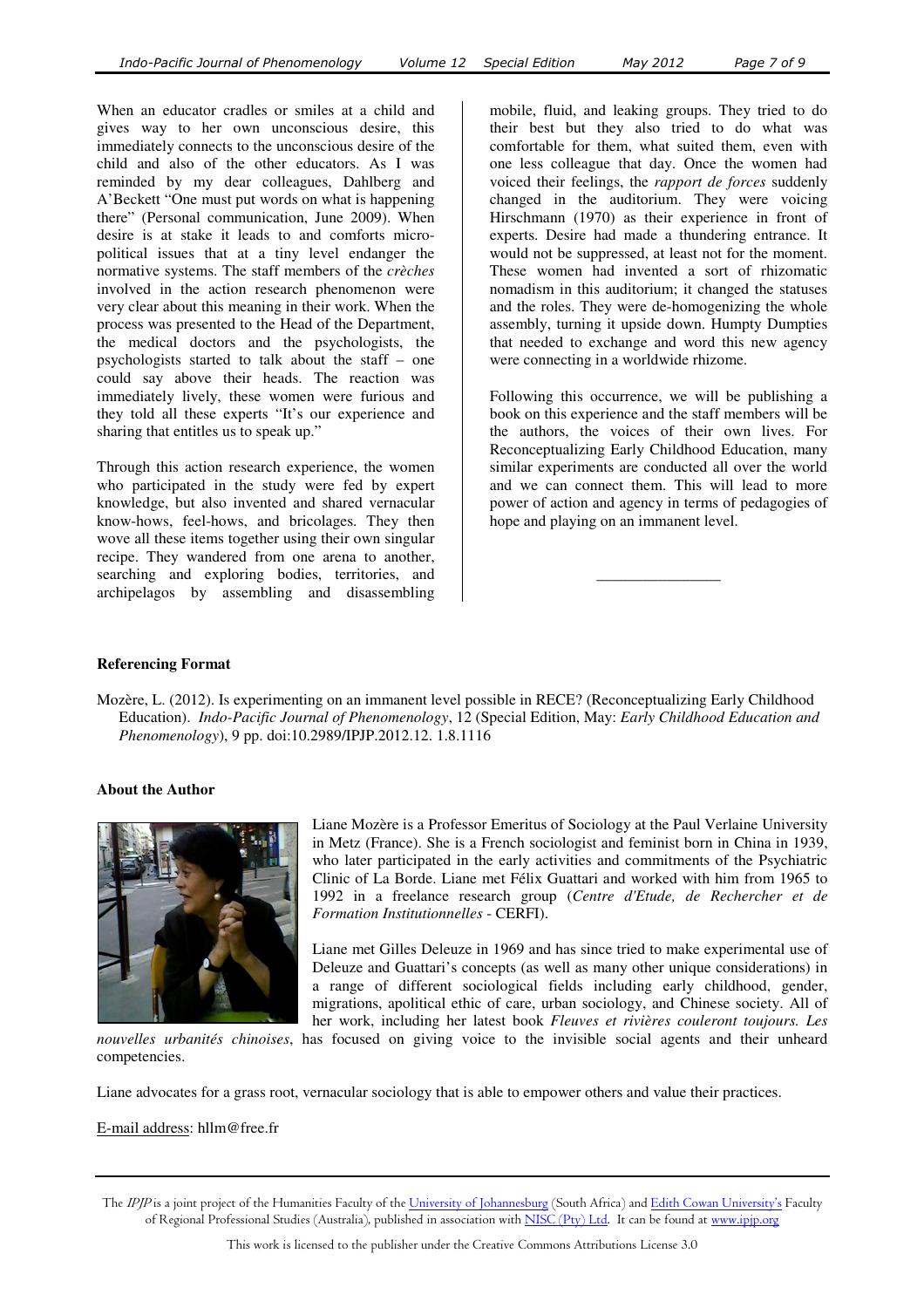When an educator cradles or smiles at a child and gives way to her own unconscious desire, this immediately connects to the unconscious desire of the child and also of the other educators. As I was reminded by my dear colleagues, Dahlberg and A'Beckett "One must put words on what is happening there" (Personal communication, June 2009). When desire is at stake it leads to and comforts micro-political issues that at a tiny level endanger the normative systems. The staff members of the *crèches* involved in the action research phenomenon were very clear about this meaning in their work. When the process was presented to the Head of the Department, the medical doctors and the psychologists, the psychologists started to talk about the staff – one could say above their heads. The reaction was immediately lively, these women were furious and they told all these experts "It's our experience and sharing that entitles us to speak up."

Through this action research experience, the women who participated in the study were fed by expert knowledge, but also invented and shared vernacular know-hows, feel-hows, and bricolages. They then wove all these items together using their own singular recipe. They wandered from one arena to another, searching and exploring bodies, territories, and archipelagos by assembling and disassembling mobile, fluid, and leaking groups. They tried to do their best but they also tried to do what was comfortable for them, what suited them, even with one less colleague that day. Once the women had voiced their feelings, the *rapport de forces* suddenly changed in the auditorium. They were voicing Hirschmann (1970) as their experience in front of experts. Desire had made a thundering entrance. It would not be suppressed, at least not for the moment. These women had invented a sort of rhizomatic nomadism in this auditorium; it changed the statuses and the roles. They were de-homogenizing the whole assembly, turning it upside down. Humpty Dumpties that needed to exchange and word this new agency were connecting in a worldwide rhizome.

Following this occurrence, we will be publishing a book on this experience and the staff members will be the authors, the voices of their own lives. For Reconceptualizing Early Childhood Education, many similar experiments are conducted all over the world and we can connect them. This will lead to more power of action and agency in terms of pedagogies of hope and playing on an immanent level.

_______________

**Referencing Format**

Mozère, L. (2012). Is experimenting on an immanent level possible in RECE? (Reconceptualizing Early Childhood Education). *Indo-Pacific Journal of Phenomenology*, 12 (Special Edition, May: *Early Childhood Education and Phenomenology*), 9 pp. doi:10.2989/IPJP.2012.12. 1.8.1116

**About the Author**

Liane Mozère is a Professor Emeritus of Sociology at the Paul Verlaine University in Metz (France). She is a French sociologist and feminist born in China in 1939, who later participated in the early activities and commitments of the Psychiatric Clinic of La Borde. Liane met Félix Guattari and worked with him from 1965 to 1992 in a freelance research group (*Centre d'Etude, de Rechercher et de Formation Institutionnelles* - CERFI).

Liane met Gilles Deleuze in 1969 and has since tried to make experimental use of Deleuze and Guattari's concepts (as well as many other unique considerations) in a range of different sociological fields including early childhood, gender, migrations, apolitical ethic of care, urban sociology, and Chinese society. All of her work, including her latest book *Fleuves et rivières couleront toujours. Les nouvelles urbanités chinoises*, has focused on giving voice to the invisible social agents and their unheard competencies.

Liane advocates for a grass root, vernacular sociology that is able to empower others and value their practices.

E-mail address: hllm@free.fr

The *IPJP* is a joint project of the Humanities Faculty of the University of Johannesburg (South Africa) and Edith Cowan University's Faculty of Regional Professional Studies (Australia), published in association with NISC (Pty) Ltd. It can be found at www.ipjp.org

This work is licensed to the publisher under the Creative Commons Attributions License 3.0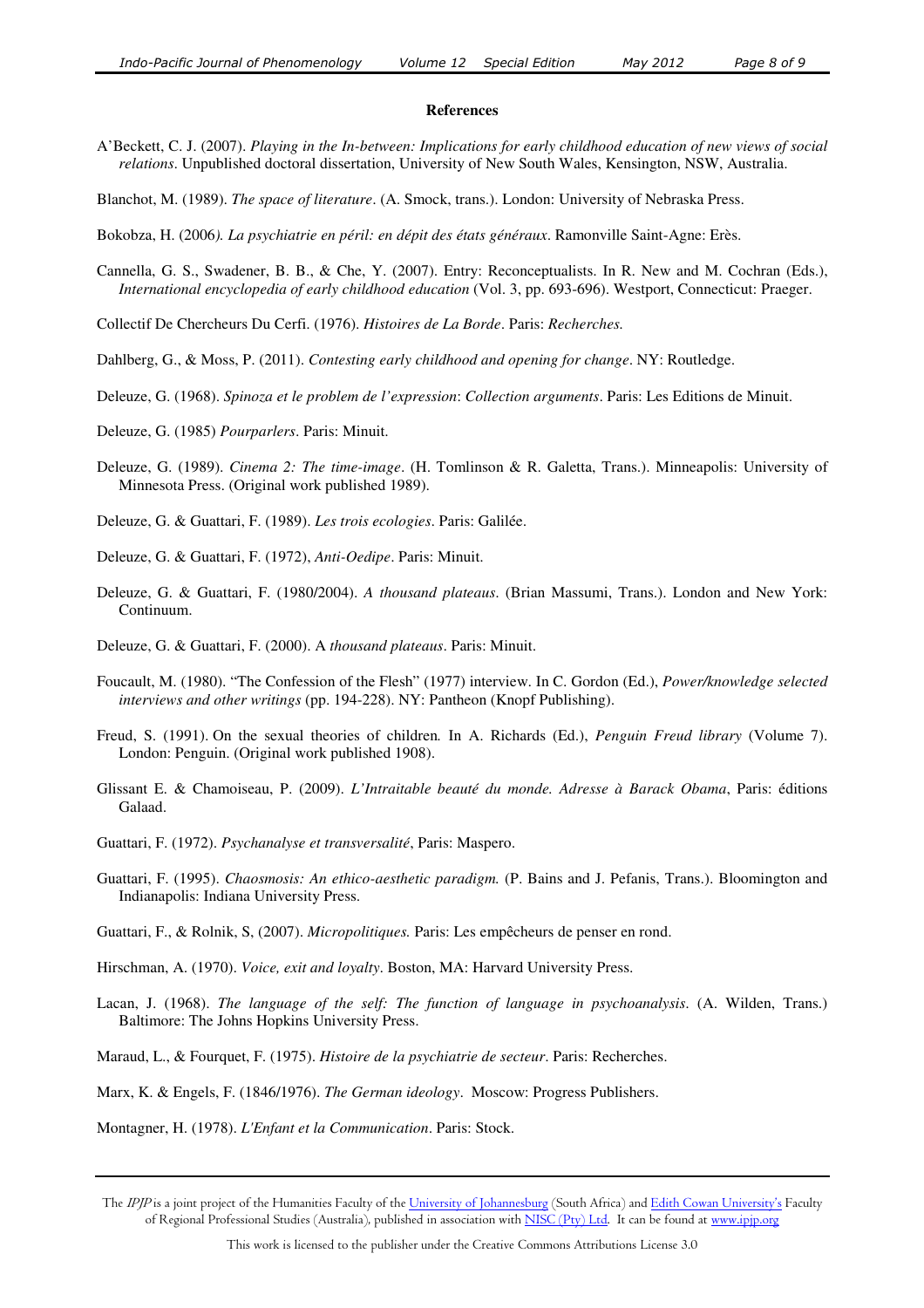**References**

A'Beckett, C. J. (2007). *Playing in the In-between: Implications for early childhood education of new views of social relations*. Unpublished doctoral dissertation, University of New South Wales, Kensington, NSW, Australia.

Blanchot, M. (1989). *The space of literature*. (A. Smock, trans.). London: University of Nebraska Press.

Bokobza, H. (2006*). La psychiatrie en péril: en dépit des états généraux*. Ramonville Saint-Agne: Erès.

Cannella, G. S., Swadener, B. B., & Che, Y. (2007). Entry: Reconceptualists. In R. New and M. Cochran (Eds.), *International encyclopedia of early childhood education* (Vol. 3, pp. 693-696). Westport, Connecticut: Praeger.

Collectif De Chercheurs Du Cerfi. (1976). *Histoires de La Borde*. Paris: *Recherches.*

Dahlberg, G., & Moss, P. (2011). *Contesting early childhood and opening for change*. NY: Routledge.

Deleuze, G. (1968). *Spinoza et le problem de l'expression*: *Collection arguments*. Paris: Les Editions de Minuit.

Deleuze, G. (1985) *Pourparlers*. Paris: Minuit.

Deleuze, G. (1989). *Cinema 2: The time-image*. (H. Tomlinson & R. Galetta, Trans.). Minneapolis: University of Minnesota Press. (Original work published 1989).

Deleuze, G. & Guattari, F. (1989). *Les trois ecologies*. Paris: Galilée.

Deleuze, G. & Guattari, F. (1972), *Anti-Oedipe*. Paris: Minuit.

Deleuze, G. & Guattari, F. (1980/2004). *A thousand plateaus*. (Brian Massumi, Trans.). London and New York: Continuum.

Deleuze, G. & Guattari, F. (2000). A *thousand plateaus*. Paris: Minuit.

Foucault, M. (1980). "The Confession of the Flesh" (1977) interview. In C. Gordon (Ed.), *Power/knowledge selected interviews and other writings* (pp. 194-228). NY: Pantheon (Knopf Publishing).

Freud, S. (1991). On the sexual theories of children*.* In A. Richards (Ed.), *Penguin Freud library* (Volume 7). London: Penguin. (Original work published 1908).

Glissant E. & Chamoiseau, P. (2009). *L'Intraitable beauté du monde. Adresse à Barack Obama*, Paris: éditions Galaad.

Guattari, F. (1972). *Psychanalyse et transversalité*, Paris: Maspero.

Guattari, F. (1995). *Chaosmosis: An ethico-aesthetic paradigm.* (P. Bains and J. Pefanis, Trans.). Bloomington and Indianapolis: Indiana University Press.

Guattari, F., & Rolnik, S, (2007). *Micropolitiques.* Paris: Les empêcheurs de penser en rond.

Hirschman, A. (1970). *Voice, exit and loyalty*. Boston, MA: Harvard University Press.

Lacan, J. (1968). *The language of the self: The function of language in psychoanalysis*. (A. Wilden, Trans.) Baltimore: The Johns Hopkins University Press.

Maraud, L., & Fourquet, F. (1975). *Histoire de la psychiatrie de secteur*. Paris: Recherches.

Marx, K. & Engels, F. (1846/1976). *The German ideology*. Moscow: Progress Publishers.

Montagner, H. (1978). *L'Enfant et la Communication*. Paris: Stock.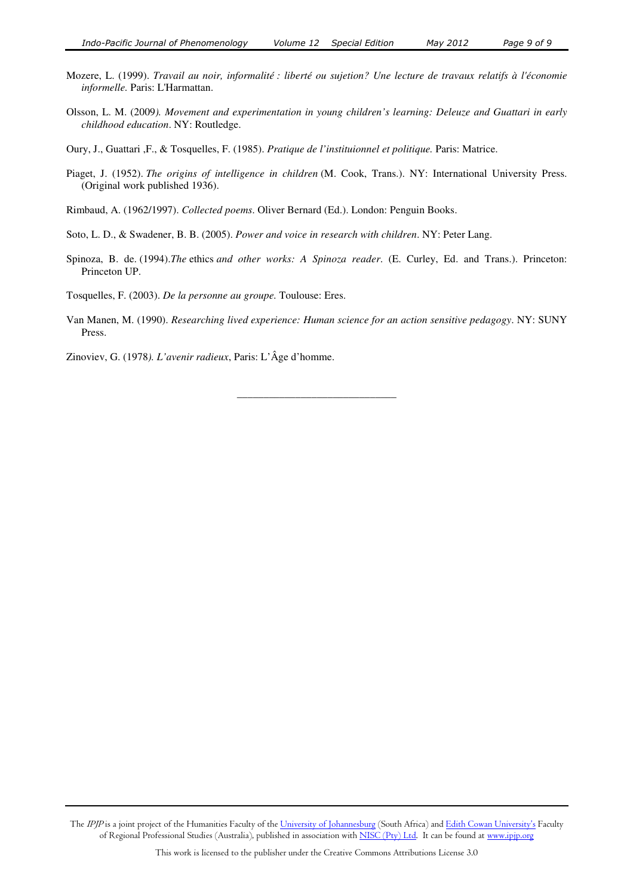Mozere, L. (1999). *Travail au noir, informalité : liberté ou sujetion? Une lecture de travaux relatifs à l'économie informelle*. Paris: L'Harmattan.

Olsson, L. M. (2009*). Movement and experimentation in young children's learning: Deleuze and Guattari in early childhood education*. NY: Routledge.

Oury, J., Guattari ,F., & Tosquelles, F. (1985). *Pratique de l'instituionnel et politique.* Paris: Matrice.

Piaget, J. (1952). *The origins of intelligence in children* (M. Cook, Trans.). NY: International University Press. (Original work published 1936).

Rimbaud, A. (1962/1997). *Collected poems*. Oliver Bernard (Ed.). London: Penguin Books.

Soto, L. D., & Swadener, B. B. (2005). *Power and voice in research with children*. NY: Peter Lang.

Spinoza, B. de. (1994).*The* ethics *and other works: A Spinoza reader*. (E. Curley, Ed. and Trans.). Princeton: Princeton UP.

Tosquelles, F. (2003). *De la personne au groupe.* Toulouse: Eres.

Van Manen, M. (1990). *Researching lived experience: Human science for an action sensitive pedagogy*. NY: SUNY Press.

Zinoviev, G. (1978*). L'avenir radieux*, Paris: L'Âge d'homme.

______________________________

The *IPJP* is a joint project of the Humanities Faculty of the University of Johannesburg (South Africa) and Edith Cowan University's Faculty of Regional Professional Studies (Australia), published in association with NISC (Pty) Ltd. It can be found at www.ipjp.org

This work is licensed to the publisher under the Creative Commons Attributions License 3.0